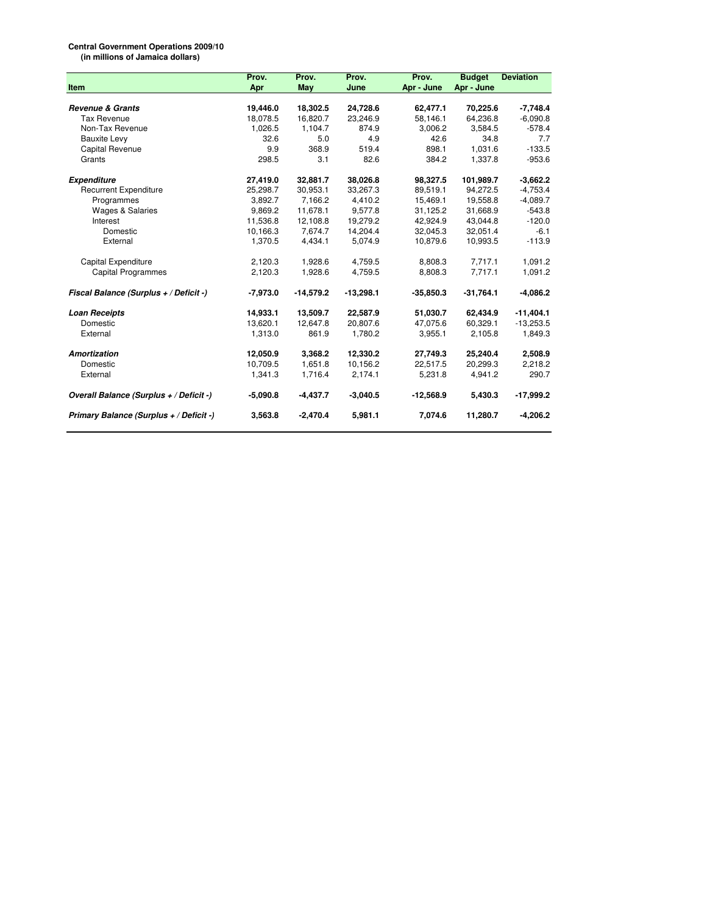**Central Government Operations 2009/10**
**(in millions of Jamaica dollars)**

| Item | Prov. Apr | Prov. May | Prov. June | Prov. Apr - June | Budget Apr - June | Deviation |
|---|---|---|---|---|---|---|
| ***Revenue & Grants*** | **19,446.0** | **18,302.5** | **24,728.6** | **62,477.1** | **70,225.6** | **-7,748.4** |
| Tax Revenue | 18,078.5 | 16,820.7 | 23,246.9 | 58,146.1 | 64,236.8 | -6,090.8 |
| Non-Tax Revenue | 1,026.5 | 1,104.7 | 874.9 | 3,006.2 | 3,584.5 | -578.4 |
| Bauxite Levy | 32.6 | 5.0 | 4.9 | 42.6 | 34.8 | 7.7 |
| Capital Revenue | 9.9 | 368.9 | 519.4 | 898.1 | 1,031.6 | -133.5 |
| Grants | 298.5 | 3.1 | 82.6 | 384.2 | 1,337.8 | -953.6 |
| ***Expenditure*** | **27,419.0** | **32,881.7** | **38,026.8** | **98,327.5** | **101,989.7** | **-3,662.2** |
| Recurrent Expenditure | 25,298.7 | 30,953.1 | 33,267.3 | 89,519.1 | 94,272.5 | -4,753.4 |
| Programmes | 3,892.7 | 7,166.2 | 4,410.2 | 15,469.1 | 19,558.8 | -4,089.7 |
| Wages & Salaries | 9,869.2 | 11,678.1 | 9,577.8 | 31,125.2 | 31,668.9 | -543.8 |
| Interest | 11,536.8 | 12,108.8 | 19,279.2 | 42,924.9 | 43,044.8 | -120.0 |
| Domestic | 10,166.3 | 7,674.7 | 14,204.4 | 32,045.3 | 32,051.4 | -6.1 |
| External | 1,370.5 | 4,434.1 | 5,074.9 | 10,879.6 | 10,993.5 | -113.9 |
| Capital Expenditure | 2,120.3 | 1,928.6 | 4,759.5 | 8,808.3 | 7,717.1 | 1,091.2 |
| Capital Programmes | 2,120.3 | 1,928.6 | 4,759.5 | 8,808.3 | 7,717.1 | 1,091.2 |
| ***Fiscal Balance (Surplus + / Deficit -)*** | **-7,973.0** | **-14,579.2** | **-13,298.1** | **-35,850.3** | **-31,764.1** | **-4,086.2** |
| ***Loan Receipts*** | **14,933.1** | **13,509.7** | **22,587.9** | **51,030.7** | **62,434.9** | **-11,404.1** |
| Domestic | 13,620.1 | 12,647.8 | 20,807.6 | 47,075.6 | 60,329.1 | -13,253.5 |
| External | 1,313.0 | 861.9 | 1,780.2 | 3,955.1 | 2,105.8 | 1,849.3 |
| ***Amortization*** | **12,050.9** | **3,368.2** | **12,330.2** | **27,749.3** | **25,240.4** | **2,508.9** |
| Domestic | 10,709.5 | 1,651.8 | 10,156.2 | 22,517.5 | 20,299.3 | 2,218.2 |
| External | 1,341.3 | 1,716.4 | 2,174.1 | 5,231.8 | 4,941.2 | 290.7 |
| ***Overall Balance (Surplus + / Deficit -)*** | **-5,090.8** | **-4,437.7** | **-3,040.5** | **-12,568.9** | **5,430.3** | **-17,999.2** |
| ***Primary Balance (Surplus + / Deficit -)*** | **3,563.8** | **-2,470.4** | **5,981.1** | **7,074.6** | **11,280.7** | **-4,206.2** |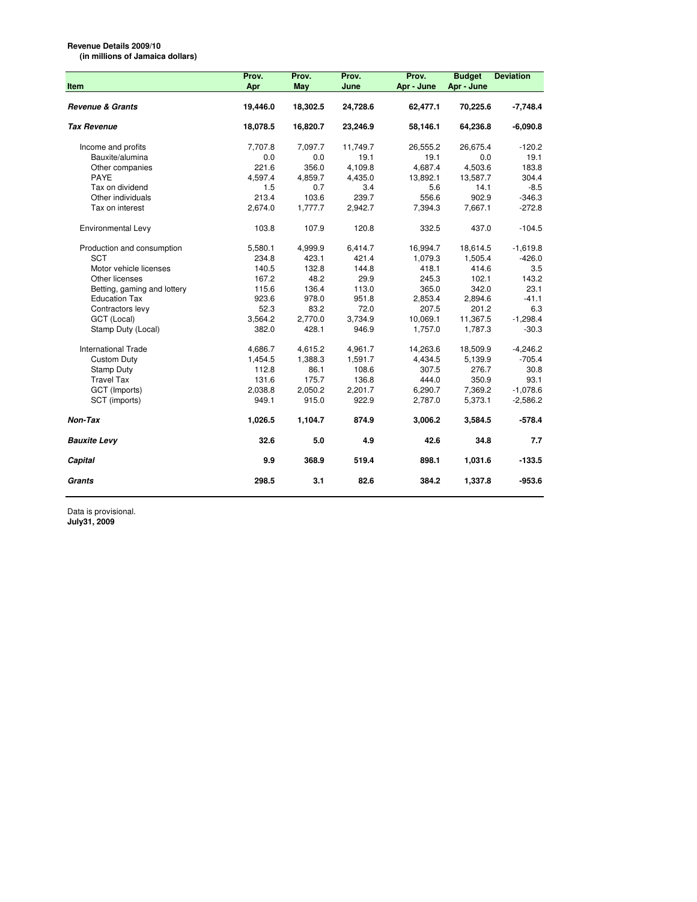**Revenue Details 2009/10**
**(in millions of Jamaica dollars)**

| Item | Prov. Apr | Prov. May | Prov. June | Prov. Apr - June | Budget Apr - June | Deviation |
|---|---|---|---|---|---|---|
| ***Revenue & Grants*** | **19,446.0** | **18,302.5** | **24,728.6** | **62,477.1** | **70,225.6** | **-7,748.4** |
| ***Tax Revenue*** | **18,078.5** | **16,820.7** | **23,246.9** | **58,146.1** | **64,236.8** | **-6,090.8** |
| Income and profits | 7,707.8 | 7,097.7 | 11,749.7 | 26,555.2 | 26,675.4 | -120.2 |
| Bauxite/alumina | 0.0 | 0.0 | 19.1 | 19.1 | 0.0 | 19.1 |
| Other companies | 221.6 | 356.0 | 4,109.8 | 4,687.4 | 4,503.6 | 183.8 |
| PAYE | 4,597.4 | 4,859.7 | 4,435.0 | 13,892.1 | 13,587.7 | 304.4 |
| Tax on dividend | 1.5 | 0.7 | 3.4 | 5.6 | 14.1 | -8.5 |
| Other individuals | 213.4 | 103.6 | 239.7 | 556.6 | 902.9 | -346.3 |
| Tax on interest | 2,674.0 | 1,777.7 | 2,942.7 | 7,394.3 | 7,667.1 | -272.8 |
| Environmental Levy | 103.8 | 107.9 | 120.8 | 332.5 | 437.0 | -104.5 |
| Production and consumption | 5,580.1 | 4,999.9 | 6,414.7 | 16,994.7 | 18,614.5 | -1,619.8 |
| SCT | 234.8 | 423.1 | 421.4 | 1,079.3 | 1,505.4 | -426.0 |
| Motor vehicle licenses | 140.5 | 132.8 | 144.8 | 418.1 | 414.6 | 3.5 |
| Other licenses | 167.2 | 48.2 | 29.9 | 245.3 | 102.1 | 143.2 |
| Betting, gaming and lottery | 115.6 | 136.4 | 113.0 | 365.0 | 342.0 | 23.1 |
| Education Tax | 923.6 | 978.0 | 951.8 | 2,853.4 | 2,894.6 | -41.1 |
| Contractors levy | 52.3 | 83.2 | 72.0 | 207.5 | 201.2 | 6.3 |
| GCT (Local) | 3,564.2 | 2,770.0 | 3,734.9 | 10,069.1 | 11,367.5 | -1,298.4 |
| Stamp Duty (Local) | 382.0 | 428.1 | 946.9 | 1,757.0 | 1,787.3 | -30.3 |
| International Trade | 4,686.7 | 4,615.2 | 4,961.7 | 14,263.6 | 18,509.9 | -4,246.2 |
| Custom Duty | 1,454.5 | 1,388.3 | 1,591.7 | 4,434.5 | 5,139.9 | -705.4 |
| Stamp Duty | 112.8 | 86.1 | 108.6 | 307.5 | 276.7 | 30.8 |
| Travel Tax | 131.6 | 175.7 | 136.8 | 444.0 | 350.9 | 93.1 |
| GCT (Imports) | 2,038.8 | 2,050.2 | 2,201.7 | 6,290.7 | 7,369.2 | -1,078.6 |
| SCT (imports) | 949.1 | 915.0 | 922.9 | 2,787.0 | 5,373.1 | -2,586.2 |
| ***Non-Tax*** | **1,026.5** | **1,104.7** | **874.9** | **3,006.2** | **3,584.5** | **-578.4** |
| ***Bauxite Levy*** | **32.6** | **5.0** | **4.9** | **42.6** | **34.8** | **7.7** |
| ***Capital*** | **9.9** | **368.9** | **519.4** | **898.1** | **1,031.6** | **-133.5** |
| ***Grants*** | **298.5** | **3.1** | **82.6** | **384.2** | **1,337.8** | **-953.6** |

Data is provisional.
**July31, 2009**